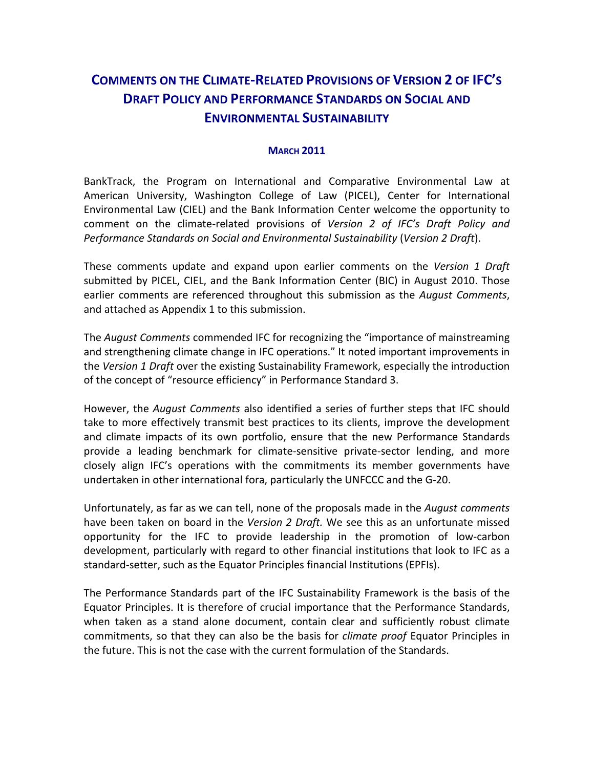# COMMENTS ON THE CLIMATE-RELATED PROVISIONS OF VERSION 2 OF IFC'S DRAFT POLICY AND PERFORMANCE STANDARDS ON SOCIAL AND ENVIRONMENTAL SUSTAINABILITY

**MARCH 2011**

BankTrack, the Program on International and Comparative Environmental Law at American University, Washington College of Law (PICEL), Center for International Environmental Law (CIEL) and the Bank Information Center welcome the opportunity to comment on the climate-related provisions of *Version 2 of IFC's Draft Policy and Performance Standards on Social and Environmental Sustainability* (*Version 2 Draft*).

These comments update and expand upon earlier comments on the *Version 1 Draft* submitted by PICEL, CIEL, and the Bank Information Center (BIC) in August 2010. Those earlier comments are referenced throughout this submission as the *August Comments*, and attached as Appendix 1 to this submission.

The *August Comments* commended IFC for recognizing the "importance of mainstreaming and strengthening climate change in IFC operations." It noted important improvements in the *Version 1 Draft* over the existing Sustainability Framework, especially the introduction of the concept of "resource efficiency" in Performance Standard 3.

However, the *August Comments* also identified a series of further steps that IFC should take to more effectively transmit best practices to its clients, improve the development and climate impacts of its own portfolio, ensure that the new Performance Standards provide a leading benchmark for climate-sensitive private-sector lending, and more closely align IFC's operations with the commitments its member governments have undertaken in other international fora, particularly the UNFCCC and the G-20.

Unfortunately, as far as we can tell, none of the proposals made in the *August comments* have been taken on board in the *Version 2 Draft.* We see this as an unfortunate missed opportunity for the IFC to provide leadership in the promotion of low-carbon development, particularly with regard to other financial institutions that look to IFC as a standard-setter, such as the Equator Principles financial Institutions (EPFIs).

The Performance Standards part of the IFC Sustainability Framework is the basis of the Equator Principles. It is therefore of crucial importance that the Performance Standards, when taken as a stand alone document, contain clear and sufficiently robust climate commitments, so that they can also be the basis for *climate proof* Equator Principles in the future. This is not the case with the current formulation of the Standards.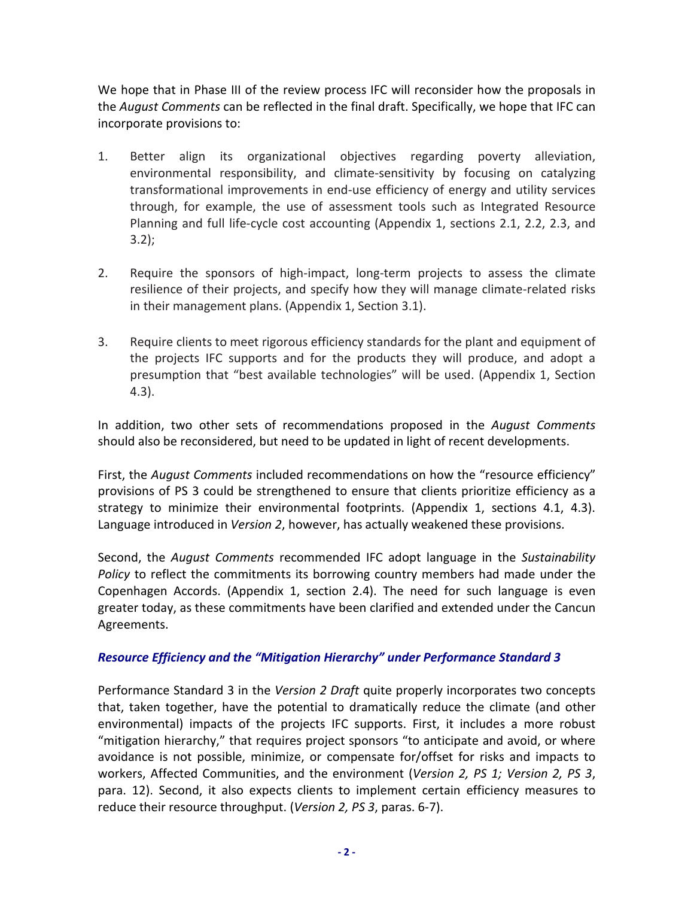We hope that in Phase III of the review process IFC will reconsider how the proposals in the *August Comments* can be reflected in the final draft. Specifically, we hope that IFC can incorporate provisions to:

1. Better align its organizational objectives regarding poverty alleviation, environmental responsibility, and climate-sensitivity by focusing on catalyzing transformational improvements in end-use efficiency of energy and utility services through, for example, the use of assessment tools such as Integrated Resource Planning and full life-cycle cost accounting (Appendix 1, sections 2.1, 2.2, 2.3, and 3.2);

2. Require the sponsors of high-impact, long-term projects to assess the climate resilience of their projects, and specify how they will manage climate-related risks in their management plans. (Appendix 1, Section 3.1).

3. Require clients to meet rigorous efficiency standards for the plant and equipment of the projects IFC supports and for the products they will produce, and adopt a presumption that "best available technologies" will be used. (Appendix 1, Section 4.3).

In addition, two other sets of recommendations proposed in the *August Comments* should also be reconsidered, but need to be updated in light of recent developments.

First, the *August Comments* included recommendations on how the "resource efficiency" provisions of PS 3 could be strengthened to ensure that clients prioritize efficiency as a strategy to minimize their environmental footprints. (Appendix 1, sections 4.1, 4.3). Language introduced in *Version 2*, however, has actually weakened these provisions.

Second, the *August Comments* recommended IFC adopt language in the *Sustainability Policy* to reflect the commitments its borrowing country members had made under the Copenhagen Accords. (Appendix 1, section 2.4). The need for such language is even greater today, as these commitments have been clarified and extended under the Cancun Agreements.

### *Resource Efficiency and the "Mitigation Hierarchy" under Performance Standard 3*

Performance Standard 3 in the *Version 2 Draft* quite properly incorporates two concepts that, taken together, have the potential to dramatically reduce the climate (and other environmental) impacts of the projects IFC supports. First, it includes a more robust "mitigation hierarchy," that requires project sponsors "to anticipate and avoid, or where avoidance is not possible, minimize, or compensate for/offset for risks and impacts to workers, Affected Communities, and the environment (*Version 2, PS 1; Version 2, PS 3*, para. 12). Second, it also expects clients to implement certain efficiency measures to reduce their resource throughput. (*Version 2, PS 3*, paras. 6-7).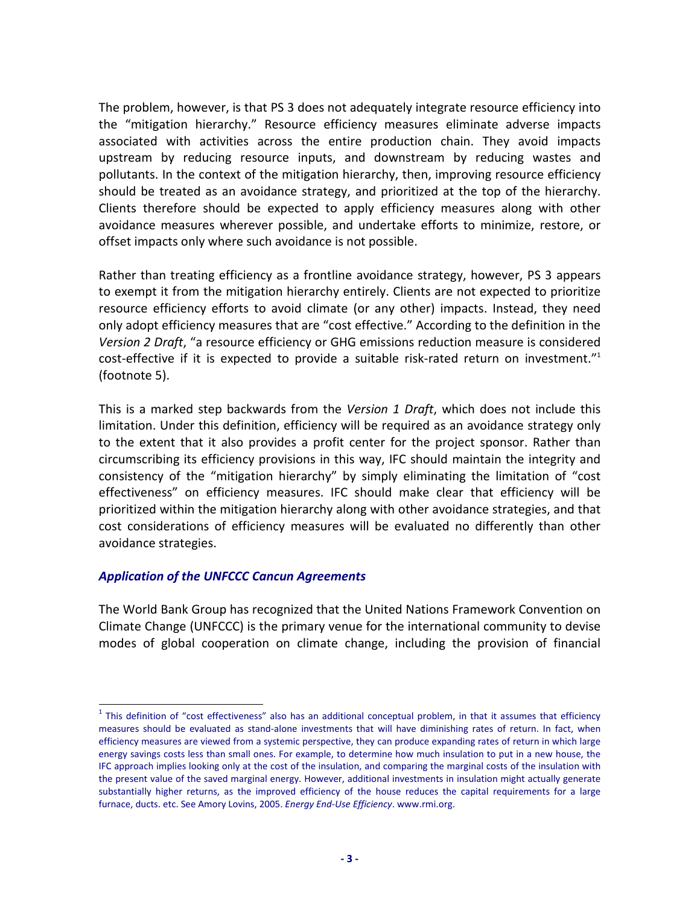The problem, however, is that PS 3 does not adequately integrate resource efficiency into the "mitigation hierarchy." Resource efficiency measures eliminate adverse impacts associated with activities across the entire production chain. They avoid impacts upstream by reducing resource inputs, and downstream by reducing wastes and pollutants. In the context of the mitigation hierarchy, then, improving resource efficiency should be treated as an avoidance strategy, and prioritized at the top of the hierarchy. Clients therefore should be expected to apply efficiency measures along with other avoidance measures wherever possible, and undertake efforts to minimize, restore, or offset impacts only where such avoidance is not possible.

Rather than treating efficiency as a frontline avoidance strategy, however, PS 3 appears to exempt it from the mitigation hierarchy entirely. Clients are not expected to prioritize resource efficiency efforts to avoid climate (or any other) impacts. Instead, they need only adopt efficiency measures that are "cost effective." According to the definition in the *Version 2 Draft*, "a resource efficiency or GHG emissions reduction measure is considered cost-effective if it is expected to provide a suitable risk-rated return on investment."[1] (footnote 5).

This is a marked step backwards from the *Version 1 Draft*, which does not include this limitation. Under this definition, efficiency will be required as an avoidance strategy only to the extent that it also provides a profit center for the project sponsor. Rather than circumscribing its efficiency provisions in this way, IFC should maintain the integrity and consistency of the "mitigation hierarchy" by simply eliminating the limitation of "cost effectiveness" on efficiency measures. IFC should make clear that efficiency will be prioritized within the mitigation hierarchy along with other avoidance strategies, and that cost considerations of efficiency measures will be evaluated no differently than other avoidance strategies.

### *Application of the UNFCCC Cancun Agreements*

The World Bank Group has recognized that the United Nations Framework Convention on Climate Change (UNFCCC) is the primary venue for the international community to devise modes of global cooperation on climate change, including the provision of financial

---

[1] This definition of "cost effectiveness" also has an additional conceptual problem, in that it assumes that efficiency measures should be evaluated as stand-alone investments that will have diminishing rates of return. In fact, when efficiency measures are viewed from a systemic perspective, they can produce expanding rates of return in which large energy savings costs less than small ones. For example, to determine how much insulation to put in a new house, the IFC approach implies looking only at the cost of the insulation, and comparing the marginal costs of the insulation with the present value of the saved marginal energy. However, additional investments in insulation might actually generate substantially higher returns, as the improved efficiency of the house reduces the capital requirements for a large furnace, ducts. etc. See Amory Lovins, 2005. *Energy End-Use Efficiency*. www.rmi.org.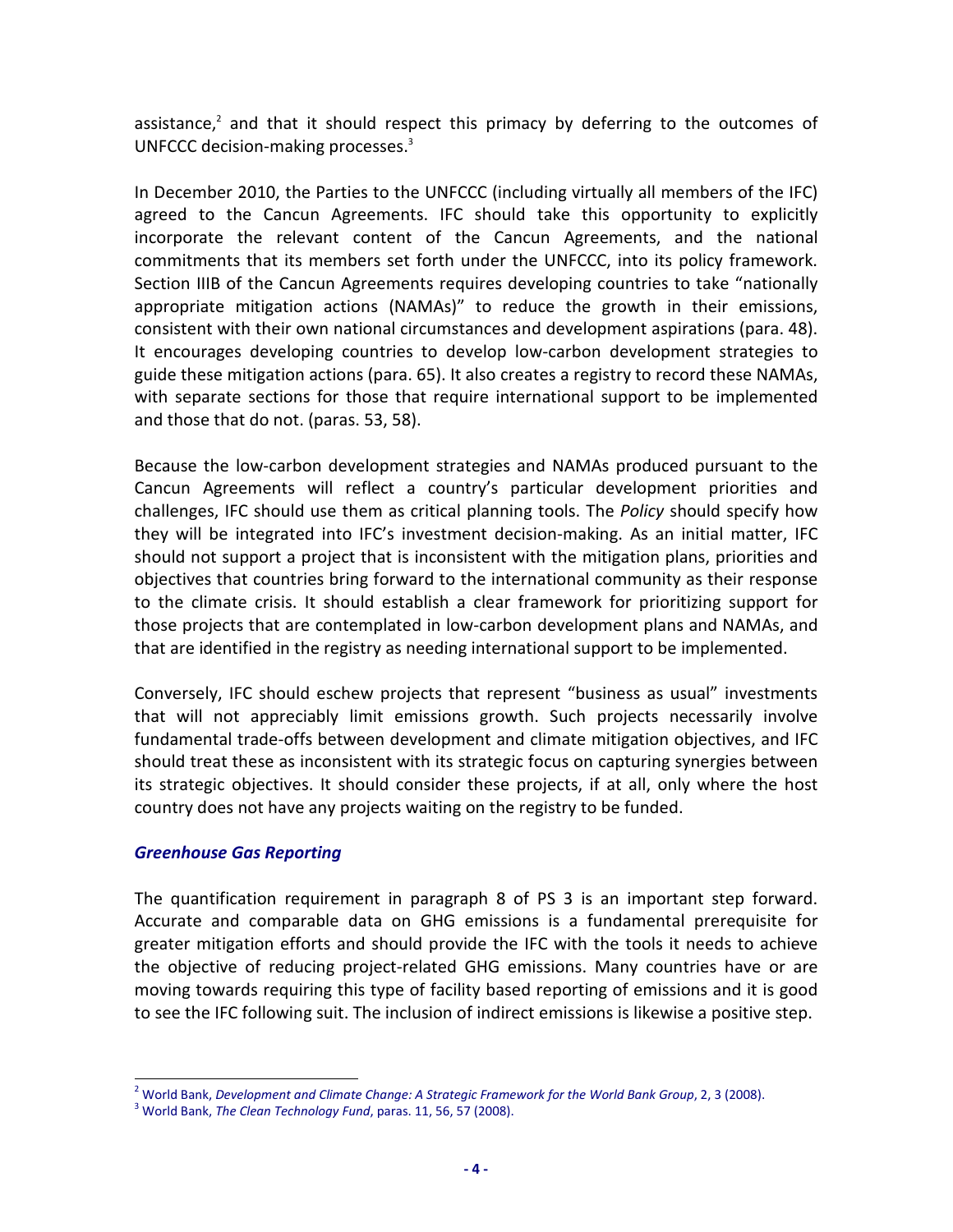assistance,[2] and that it should respect this primacy by deferring to the outcomes of UNFCCC decision-making processes.[3]

In December 2010, the Parties to the UNFCCC (including virtually all members of the IFC) agreed to the Cancun Agreements. IFC should take this opportunity to explicitly incorporate the relevant content of the Cancun Agreements, and the national commitments that its members set forth under the UNFCCC, into its policy framework. Section IIIB of the Cancun Agreements requires developing countries to take "nationally appropriate mitigation actions (NAMAs)" to reduce the growth in their emissions, consistent with their own national circumstances and development aspirations (para. 48). It encourages developing countries to develop low-carbon development strategies to guide these mitigation actions (para. 65). It also creates a registry to record these NAMAs, with separate sections for those that require international support to be implemented and those that do not. (paras. 53, 58).

Because the low-carbon development strategies and NAMAs produced pursuant to the Cancun Agreements will reflect a country's particular development priorities and challenges, IFC should use them as critical planning tools. The *Policy* should specify how they will be integrated into IFC's investment decision-making. As an initial matter, IFC should not support a project that is inconsistent with the mitigation plans, priorities and objectives that countries bring forward to the international community as their response to the climate crisis. It should establish a clear framework for prioritizing support for those projects that are contemplated in low-carbon development plans and NAMAs, and that are identified in the registry as needing international support to be implemented.

Conversely, IFC should eschew projects that represent "business as usual" investments that will not appreciably limit emissions growth. Such projects necessarily involve fundamental trade-offs between development and climate mitigation objectives, and IFC should treat these as inconsistent with its strategic focus on capturing synergies between its strategic objectives. It should consider these projects, if at all, only where the host country does not have any projects waiting on the registry to be funded.

### *Greenhouse Gas Reporting*

The quantification requirement in paragraph 8 of PS 3 is an important step forward. Accurate and comparable data on GHG emissions is a fundamental prerequisite for greater mitigation efforts and should provide the IFC with the tools it needs to achieve the objective of reducing project-related GHG emissions. Many countries have or are moving towards requiring this type of facility based reporting of emissions and it is good to see the IFC following suit. The inclusion of indirect emissions is likewise a positive step.

---

[2] World Bank, *Development and Climate Change: A Strategic Framework for the World Bank Group*, 2, 3 (2008).

[3] World Bank, *The Clean Technology Fund*, paras. 11, 56, 57 (2008).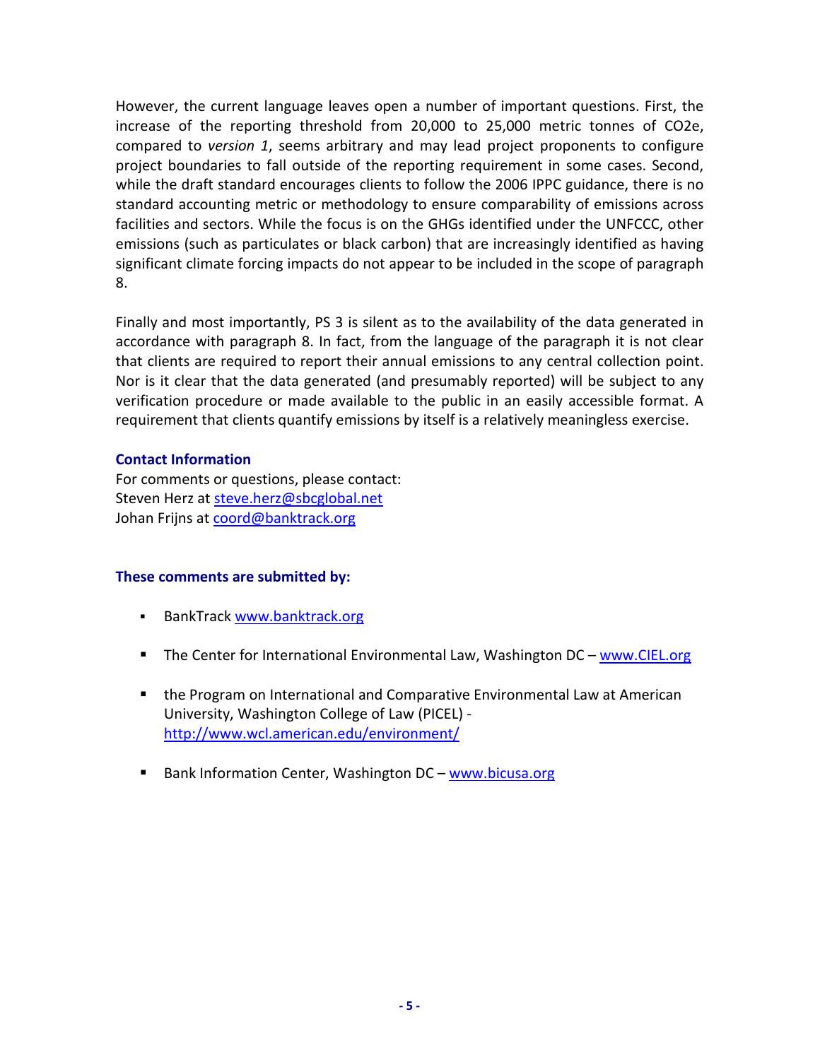However, the current language leaves open a number of important questions. First, the increase of the reporting threshold from 20,000 to 25,000 metric tonnes of $CO_2e$, compared to *version 1*, seems arbitrary and may lead project proponents to configure project boundaries to fall outside of the reporting requirement in some cases. Second, while the draft standard encourages clients to follow the 2006 IPPC guidance, there is no standard accounting metric or methodology to ensure comparability of emissions across facilities and sectors. While the focus is on the GHGs identified under the UNFCCC, other emissions (such as particulates or black carbon) that are increasingly identified as having significant climate forcing impacts do not appear to be included in the scope of paragraph 8.

Finally and most importantly, PS 3 is silent as to the availability of the data generated in accordance with paragraph 8. In fact, from the language of the paragraph it is not clear that clients are required to report their annual emissions to any central collection point. Nor is it clear that the data generated (and presumably reported) will be subject to any verification procedure or made available to the public in an easily accessible format. A requirement that clients quantify emissions by itself is a relatively meaningless exercise.

**Contact Information**

For comments or questions, please contact:
Steven Herz at steve.herz@sbcglobal.net
Johan Frijns at coord@banktrack.org

**These comments are submitted by:**

- BankTrack www.banktrack.org
- The Center for International Environmental Law, Washington DC – www.CIEL.org
- the Program on International and Comparative Environmental Law at American University, Washington College of Law (PICEL) - http://www.wcl.american.edu/environment/
- Bank Information Center, Washington DC – www.bicusa.org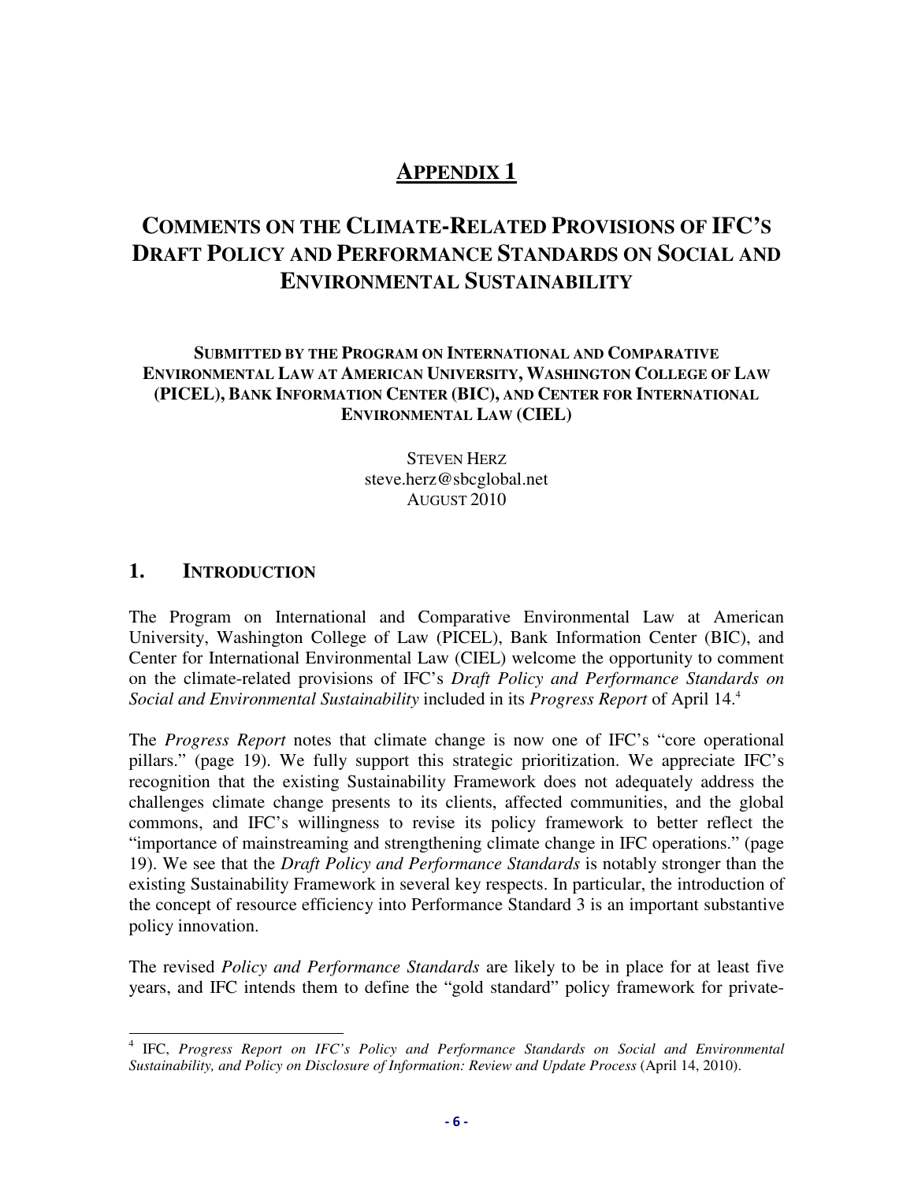# APPENDIX 1

# COMMENTS ON THE CLIMATE-RELATED PROVISIONS OF IFC'S DRAFT POLICY AND PERFORMANCE STANDARDS ON SOCIAL AND ENVIRONMENTAL SUSTAINABILITY

**SUBMITTED BY THE PROGRAM ON INTERNATIONAL AND COMPARATIVE ENVIRONMENTAL LAW AT AMERICAN UNIVERSITY, WASHINGTON COLLEGE OF LAW (PICEL), BANK INFORMATION CENTER (BIC), AND CENTER FOR INTERNATIONAL ENVIRONMENTAL LAW (CIEL)**

STEVEN HERZ
steve.herz@sbcglobal.net
AUGUST 2010

## 1. INTRODUCTION

The Program on International and Comparative Environmental Law at American University, Washington College of Law (PICEL), Bank Information Center (BIC), and Center for International Environmental Law (CIEL) welcome the opportunity to comment on the climate-related provisions of IFC's *Draft Policy and Performance Standards on Social and Environmental Sustainability* included in its *Progress Report* of April 14.[4]

The *Progress Report* notes that climate change is now one of IFC's "core operational pillars." (page 19). We fully support this strategic prioritization. We appreciate IFC's recognition that the existing Sustainability Framework does not adequately address the challenges climate change presents to its clients, affected communities, and the global commons, and IFC's willingness to revise its policy framework to better reflect the "importance of mainstreaming and strengthening climate change in IFC operations." (page 19). We see that the *Draft Policy and Performance Standards* is notably stronger than the existing Sustainability Framework in several key respects. In particular, the introduction of the concept of resource efficiency into Performance Standard 3 is an important substantive policy innovation.

The revised *Policy and Performance Standards* are likely to be in place for at least five years, and IFC intends them to define the "gold standard" policy framework for private-

[4] IFC, *Progress Report on IFC's Policy and Performance Standards on Social and Environmental Sustainability, and Policy on Disclosure of Information: Review and Update Process* (April 14, 2010).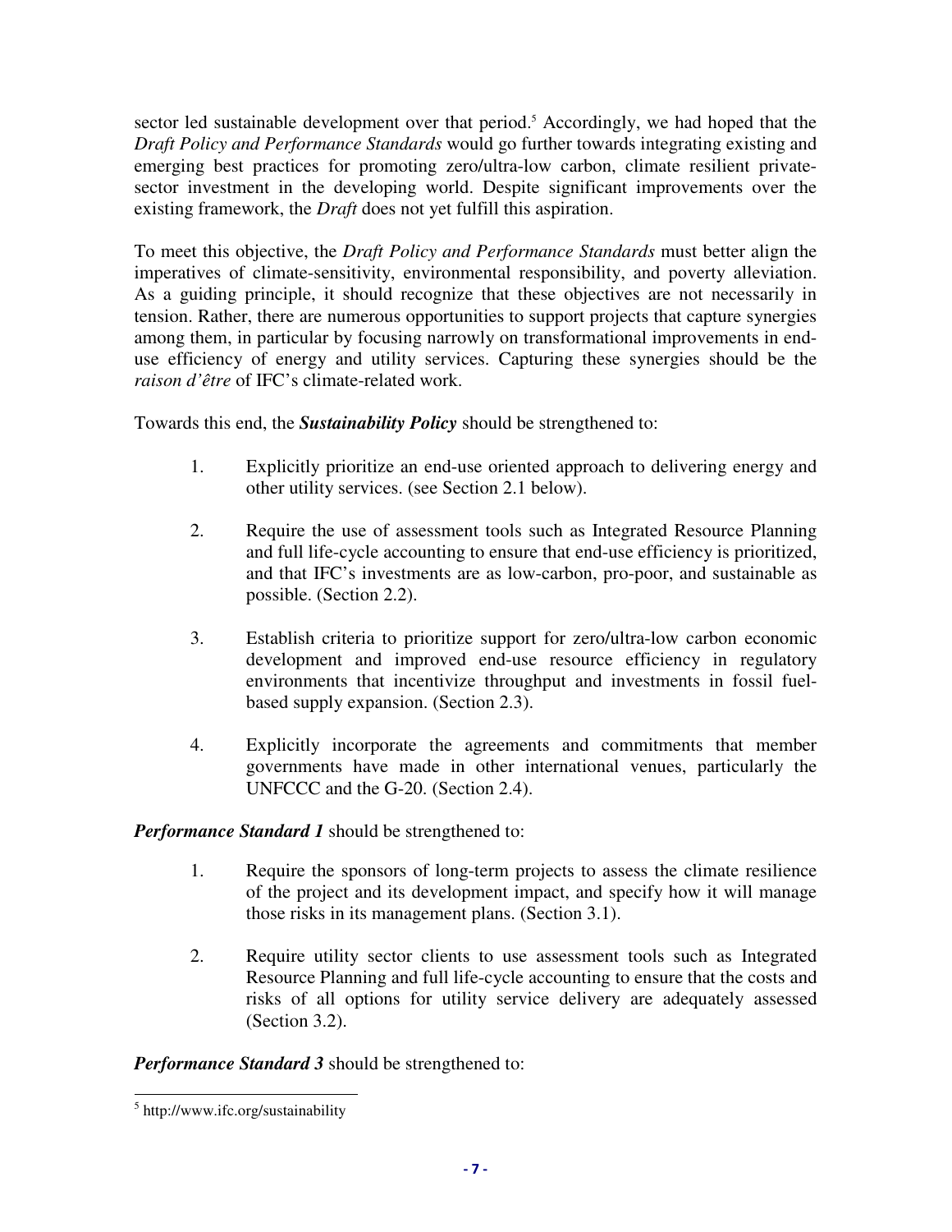sector led sustainable development over that period.[5] Accordingly, we had hoped that the *Draft Policy and Performance Standards* would go further towards integrating existing and emerging best practices for promoting zero/ultra-low carbon, climate resilient private-sector investment in the developing world. Despite significant improvements over the existing framework, the *Draft* does not yet fulfill this aspiration.

To meet this objective, the *Draft Policy and Performance Standards* must better align the imperatives of climate-sensitivity, environmental responsibility, and poverty alleviation. As a guiding principle, it should recognize that these objectives are not necessarily in tension. Rather, there are numerous opportunities to support projects that capture synergies among them, in particular by focusing narrowly on transformational improvements in end-use efficiency of energy and utility services. Capturing these synergies should be the *raison d'être* of IFC's climate-related work.

Towards this end, the ***Sustainability Policy*** should be strengthened to:

1. Explicitly prioritize an end-use oriented approach to delivering energy and other utility services. (see Section 2.1 below).
2. Require the use of assessment tools such as Integrated Resource Planning and full life-cycle accounting to ensure that end-use efficiency is prioritized, and that IFC's investments are as low-carbon, pro-poor, and sustainable as possible. (Section 2.2).
3. Establish criteria to prioritize support for zero/ultra-low carbon economic development and improved end-use resource efficiency in regulatory environments that incentivize throughput and investments in fossil fuel-based supply expansion. (Section 2.3).
4. Explicitly incorporate the agreements and commitments that member governments have made in other international venues, particularly the UNFCCC and the G-20. (Section 2.4).

***Performance Standard 1*** should be strengthened to:

1. Require the sponsors of long-term projects to assess the climate resilience of the project and its development impact, and specify how it will manage those risks in its management plans. (Section 3.1).
2. Require utility sector clients to use assessment tools such as Integrated Resource Planning and full life-cycle accounting to ensure that the costs and risks of all options for utility service delivery are adequately assessed (Section 3.2).

***Performance Standard 3*** should be strengthened to:

---

[5] http://www.ifc.org/sustainability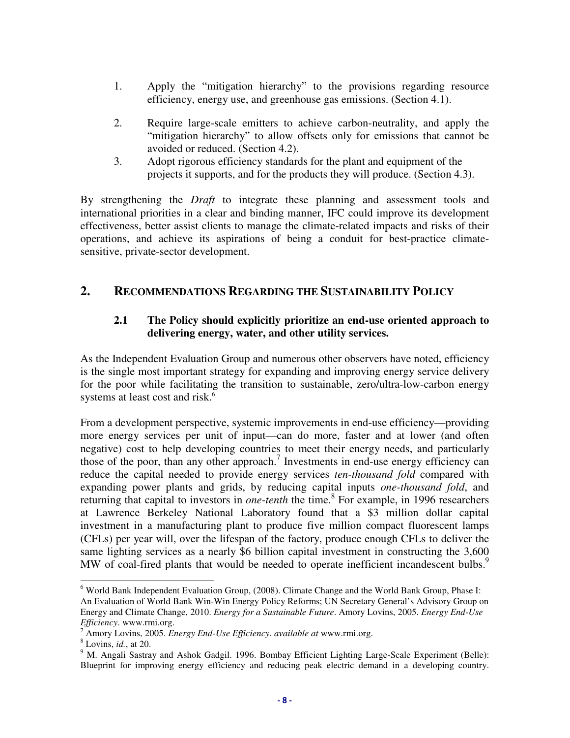1. Apply the "mitigation hierarchy" to the provisions regarding resource efficiency, energy use, and greenhouse gas emissions. (Section 4.1).

2. Require large-scale emitters to achieve carbon-neutrality, and apply the "mitigation hierarchy" to allow offsets only for emissions that cannot be avoided or reduced. (Section 4.2).

3. Adopt rigorous efficiency standards for the plant and equipment of the projects it supports, and for the products they will produce. (Section 4.3).

By strengthening the *Draft* to integrate these planning and assessment tools and international priorities in a clear and binding manner, IFC could improve its development effectiveness, better assist clients to manage the climate-related impacts and risks of their operations, and achieve its aspirations of being a conduit for best-practice climate-sensitive, private-sector development.

## 2. RECOMMENDATIONS REGARDING THE SUSTAINABILITY POLICY

### 2.1 The Policy should explicitly prioritize an end-use oriented approach to delivering energy, water, and other utility services.

As the Independent Evaluation Group and numerous other observers have noted, efficiency is the single most important strategy for expanding and improving energy service delivery for the poor while facilitating the transition to sustainable, zero/ultra-low-carbon energy systems at least cost and risk.[6]

From a development perspective, systemic improvements in end-use efficiency—providing more energy services per unit of input—can do more, faster and at lower (and often negative) cost to help developing countries to meet their energy needs, and particularly those of the poor, than any other approach.[7] Investments in end-use energy efficiency can reduce the capital needed to provide energy services *ten-thousand fold* compared with expanding power plants and grids, by reducing capital inputs *one-thousand fold*, and returning that capital to investors in *one-tenth* the time.[8] For example, in 1996 researchers at Lawrence Berkeley National Laboratory found that a $3 million dollar capital investment in a manufacturing plant to produce five million compact fluorescent lamps (CFLs) per year will, over the lifespan of the factory, produce enough CFLs to deliver the same lighting services as a nearly $6 billion capital investment in constructing the 3,600 MW of coal-fired plants that would be needed to operate inefficient incandescent bulbs.[9]

---

[6] World Bank Independent Evaluation Group, (2008). Climate Change and the World Bank Group, Phase I: An Evaluation of World Bank Win-Win Energy Policy Reforms; UN Secretary General's Advisory Group on Energy and Climate Change, 2010. *Energy for a Sustainable Future*. Amory Lovins, 2005. *Energy End-Use Efficiency*. www.rmi.org.

[7] Amory Lovins, 2005. *Energy End-Use Efficiency. available at* www.rmi.org.

[8] Lovins, *id.*, at 20.

[9] M. Angali Sastray and Ashok Gadgil. 1996. Bombay Efficient Lighting Large-Scale Experiment (Belle): Blueprint for improving energy efficiency and reducing peak electric demand in a developing country.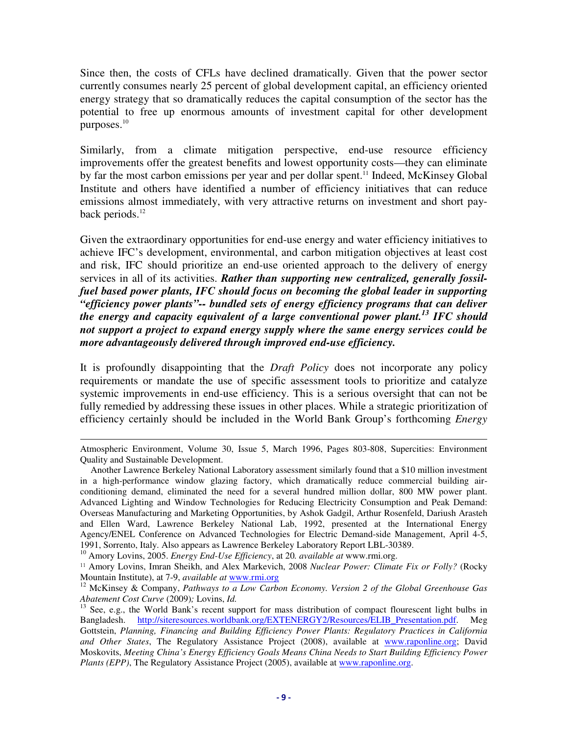Since then, the costs of CFLs have declined dramatically. Given that the power sector currently consumes nearly 25 percent of global development capital, an efficiency oriented energy strategy that so dramatically reduces the capital consumption of the sector has the potential to free up enormous amounts of investment capital for other development purposes.[10]

Similarly, from a climate mitigation perspective, end-use resource efficiency improvements offer the greatest benefits and lowest opportunity costs—they can eliminate by far the most carbon emissions per year and per dollar spent.[11] Indeed, McKinsey Global Institute and others have identified a number of efficiency initiatives that can reduce emissions almost immediately, with very attractive returns on investment and short pay-back periods.[12]

Given the extraordinary opportunities for end-use energy and water efficiency initiatives to achieve IFC's development, environmental, and carbon mitigation objectives at least cost and risk, IFC should prioritize an end-use oriented approach to the delivery of energy services in all of its activities. ***Rather than supporting new centralized, generally fossil-fuel based power plants, IFC should focus on becoming the global leader in supporting "efficiency power plants"-- bundled sets of energy efficiency programs that can deliver the energy and capacity equivalent of a large conventional power plant.[13] IFC should not support a project to expand energy supply where the same energy services could be more advantageously delivered through improved end-use efficiency.***

It is profoundly disappointing that the *Draft Policy* does not incorporate any policy requirements or mandate the use of specific assessment tools to prioritize and catalyze systemic improvements in end-use efficiency. This is a serious oversight that can not be fully remedied by addressing these issues in other places. While a strategic prioritization of efficiency certainly should be included in the World Bank Group's forthcoming *Energy*

---

Atmospheric Environment, Volume 30, Issue 5, March 1996, Pages 803-808, Supercities: Environment Quality and Sustainable Development.

Another Lawrence Berkeley National Laboratory assessment similarly found that a $10 million investment in a high-performance window glazing factory, which dramatically reduce commercial building air-conditioning demand, eliminated the need for a several hundred million dollar, 800 MW power plant. Advanced Lighting and Window Technologies for Reducing Electricity Consumption and Peak Demand: Overseas Manufacturing and Marketing Opportunities, by Ashok Gadgil, Arthur Rosenfeld, Dariush Arasteh and Ellen Ward, Lawrence Berkeley National Lab, 1992, presented at the International Energy Agency/ENEL Conference on Advanced Technologies for Electric Demand-side Management, April 4-5, 1991, Sorrento, Italy. Also appears as Lawrence Berkeley Laboratory Report LBL-30389.

[10] Amory Lovins, 2005. *Energy End-Use Efficiency*, at 20*. available at* www.rmi.org.

[11] Amory Lovins, Imran Sheikh, and Alex Markevich, 2008 *Nuclear Power: Climate Fix or Folly?* (Rocky Mountain Institute), at 7-9, *available at* www.rmi.org

[12] McKinsey & Company, *Pathways to a Low Carbon Economy. Version 2 of the Global Greenhouse Gas Abatement Cost Curve* (2009)*;* Lovins, *Id.*

[13] See, e.g., the World Bank's recent support for mass distribution of compact flourescent light bulbs in Bangladesh. http://siteresources.worldbank.org/EXTENERGY2/Resources/ELIB_Presentation.pdf. Meg Gottstein, *Planning, Financing and Building Efficiency Power Plants: Regulatory Practices in California and Other States*, The Regulatory Assistance Project (2008), available at www.raponline.org; David Moskovits, *Meeting China's Energy Efficiency Goals Means China Needs to Start Building Efficiency Power Plants (EPP)*, The Regulatory Assistance Project (2005), available at www.raponline.org.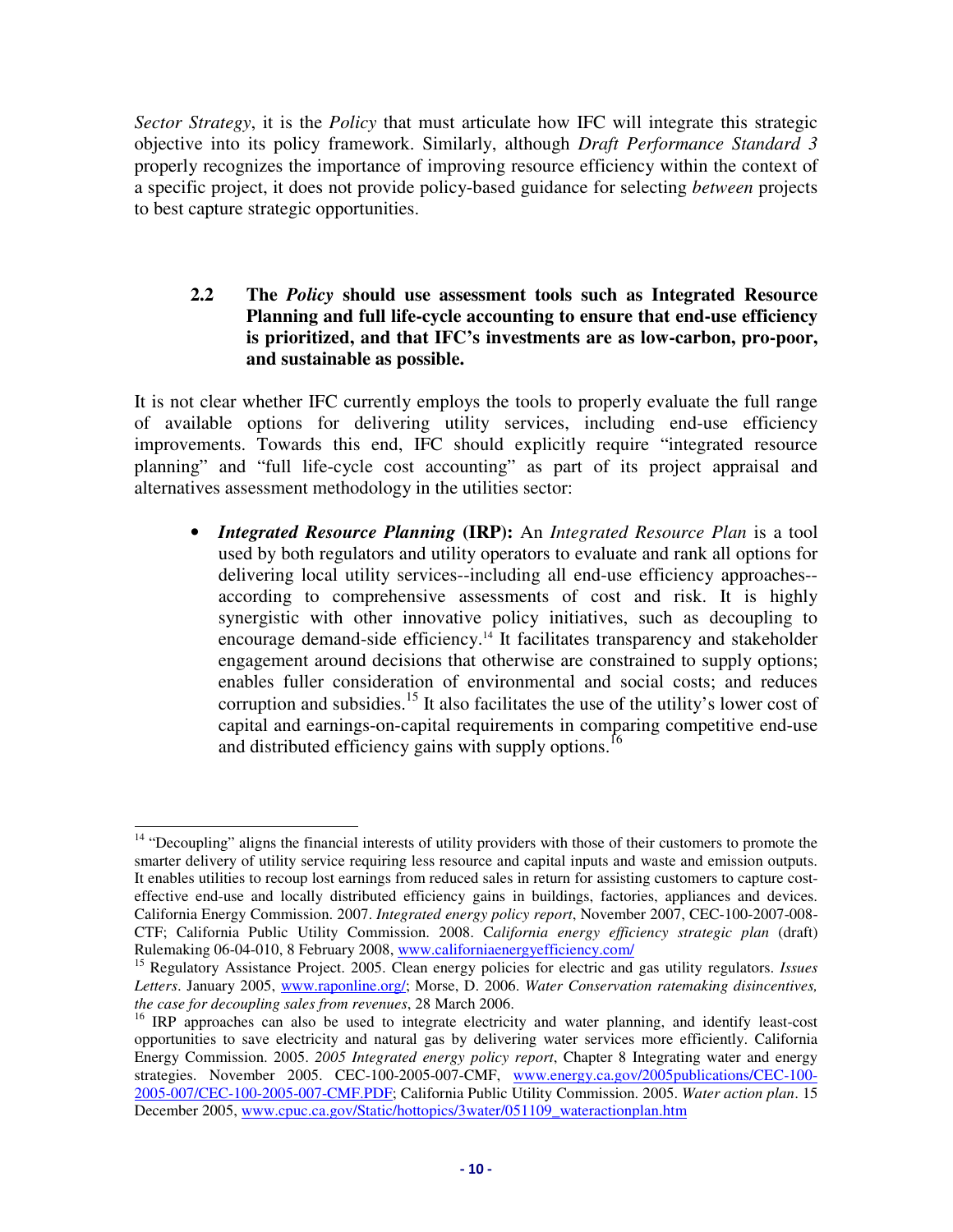*Sector Strategy*, it is the *Policy* that must articulate how IFC will integrate this strategic objective into its policy framework. Similarly, although *Draft Performance Standard 3* properly recognizes the importance of improving resource efficiency within the context of a specific project, it does not provide policy-based guidance for selecting *between* projects to best capture strategic opportunities.

### 2.2 The *Policy* should use assessment tools such as Integrated Resource Planning and full life-cycle accounting to ensure that end-use efficiency is prioritized, and that IFC's investments are as low-carbon, pro-poor, and sustainable as possible.

It is not clear whether IFC currently employs the tools to properly evaluate the full range of available options for delivering utility services, including end-use efficiency improvements. Towards this end, IFC should explicitly require "integrated resource planning" and "full life-cycle cost accounting" as part of its project appraisal and alternatives assessment methodology in the utilities sector:

- ***Integrated Resource Planning* (IRP):** An *Integrated Resource Plan* is a tool used by both regulators and utility operators to evaluate and rank all options for delivering local utility services--including all end-use efficiency approaches--according to comprehensive assessments of cost and risk. It is highly synergistic with other innovative policy initiatives, such as decoupling to encourage demand-side efficiency.[14] It facilitates transparency and stakeholder engagement around decisions that otherwise are constrained to supply options; enables fuller consideration of environmental and social costs; and reduces corruption and subsidies.[15] It also facilitates the use of the utility's lower cost of capital and earnings-on-capital requirements in comparing competitive end-use and distributed efficiency gains with supply options.[16]

---

[14] "Decoupling" aligns the financial interests of utility providers with those of their customers to promote the smarter delivery of utility service requiring less resource and capital inputs and waste and emission outputs. It enables utilities to recoup lost earnings from reduced sales in return for assisting customers to capture cost-effective end-use and locally distributed efficiency gains in buildings, factories, appliances and devices. California Energy Commission. 2007. *Integrated energy policy report*, November 2007, CEC-100-2007-008-CTF; California Public Utility Commission. 2008. *California energy efficiency strategic plan* (draft) Rulemaking 06-04-010, 8 February 2008, www.californiaenergyefficiency.com/

[15] Regulatory Assistance Project. 2005. Clean energy policies for electric and gas utility regulators. *Issues Letters*. January 2005, www.raponline.org/; Morse, D. 2006. *Water Conservation ratemaking disincentives, the case for decoupling sales from revenues*, 28 March 2006.

[16] IRP approaches can also be used to integrate electricity and water planning, and identify least-cost opportunities to save electricity and natural gas by delivering water services more efficiently. California Energy Commission. 2005. *2005 Integrated energy policy report*, Chapter 8 Integrating water and energy strategies. November 2005. CEC-100-2005-007-CMF, www.energy.ca.gov/2005publications/CEC-100-2005-007/CEC-100-2005-007-CMF.PDF; California Public Utility Commission. 2005. *Water action plan*. 15 December 2005, www.cpuc.ca.gov/Static/hottopics/3water/051109_wateractionplan.htm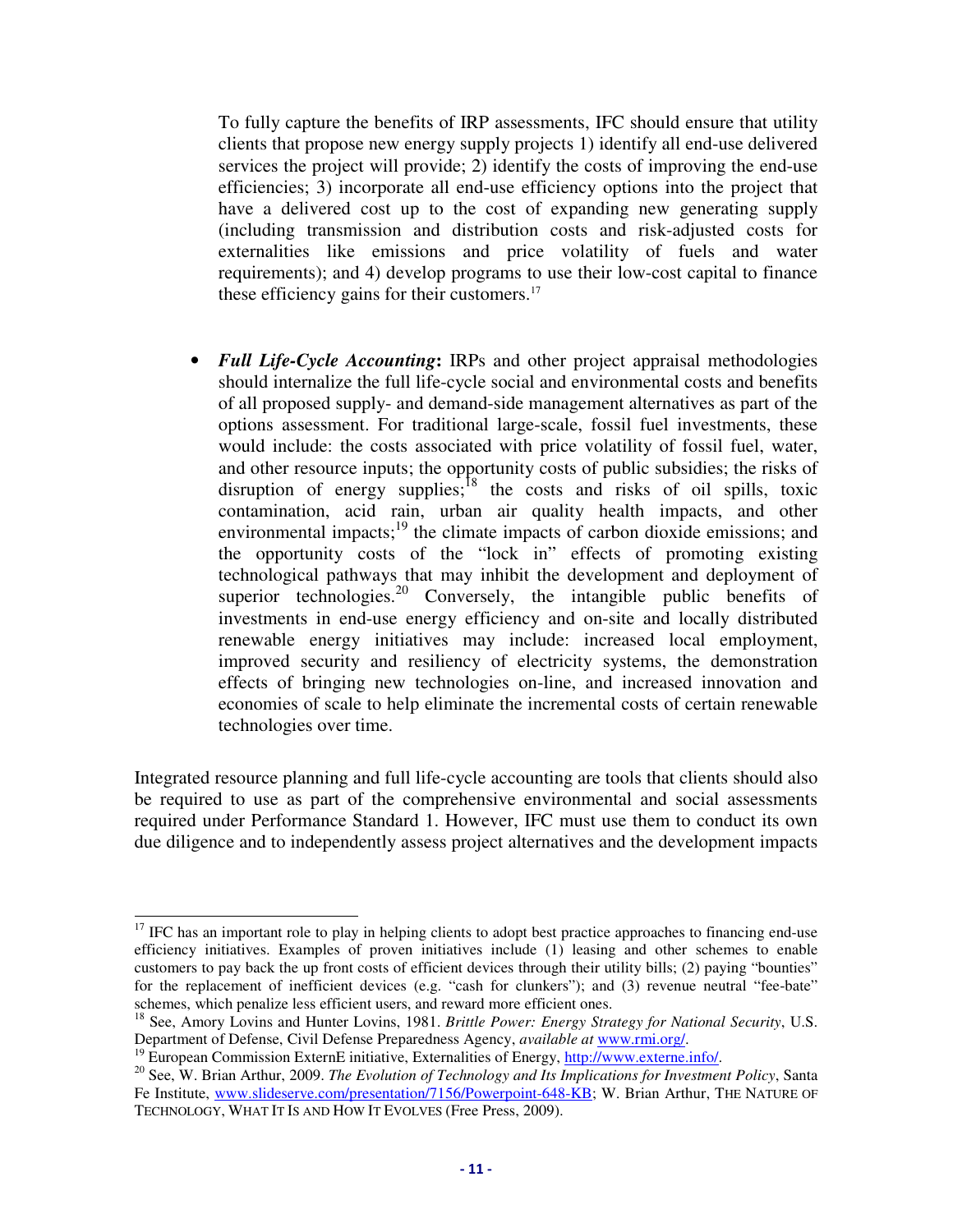To fully capture the benefits of IRP assessments, IFC should ensure that utility clients that propose new energy supply projects 1) identify all end-use delivered services the project will provide; 2) identify the costs of improving the end-use efficiencies; 3) incorporate all end-use efficiency options into the project that have a delivered cost up to the cost of expanding new generating supply (including transmission and distribution costs and risk-adjusted costs for externalities like emissions and price volatility of fuels and water requirements); and 4) develop programs to use their low-cost capital to finance these efficiency gains for their customers.[17]

- ***Full Life-Cycle Accounting*****:** IRPs and other project appraisal methodologies should internalize the full life-cycle social and environmental costs and benefits of all proposed supply- and demand-side management alternatives as part of the options assessment. For traditional large-scale, fossil fuel investments, these would include: the costs associated with price volatility of fossil fuel, water, and other resource inputs; the opportunity costs of public subsidies; the risks of disruption of energy supplies;[18] the costs and risks of oil spills, toxic contamination, acid rain, urban air quality health impacts, and other environmental impacts;[19] the climate impacts of carbon dioxide emissions; and the opportunity costs of the "lock in" effects of promoting existing technological pathways that may inhibit the development and deployment of superior technologies.[20] Conversely, the intangible public benefits of investments in end-use energy efficiency and on-site and locally distributed renewable energy initiatives may include: increased local employment, improved security and resiliency of electricity systems, the demonstration effects of bringing new technologies on-line, and increased innovation and economies of scale to help eliminate the incremental costs of certain renewable technologies over time.

Integrated resource planning and full life-cycle accounting are tools that clients should also be required to use as part of the comprehensive environmental and social assessments required under Performance Standard 1. However, IFC must use them to conduct its own due diligence and to independently assess project alternatives and the development impacts

---

[17] IFC has an important role to play in helping clients to adopt best practice approaches to financing end-use efficiency initiatives. Examples of proven initiatives include (1) leasing and other schemes to enable customers to pay back the up front costs of efficient devices through their utility bills; (2) paying "bounties" for the replacement of inefficient devices (e.g. "cash for clunkers"); and (3) revenue neutral "fee-bate" schemes, which penalize less efficient users, and reward more efficient ones.

[18] See, Amory Lovins and Hunter Lovins, 1981. *Brittle Power: Energy Strategy for National Security*, U.S. Department of Defense, Civil Defense Preparedness Agency, *available at* www.rmi.org/.

[19] European Commission ExternE initiative, Externalities of Energy, http://www.externe.info/.

[20] See, W. Brian Arthur, 2009. *The Evolution of Technology and Its Implications for Investment Policy*, Santa Fe Institute, www.slideserve.com/presentation/7156/Powerpoint-648-KB; W. Brian Arthur, THE NATURE OF TECHNOLOGY, WHAT IT IS AND HOW IT EVOLVES (Free Press, 2009).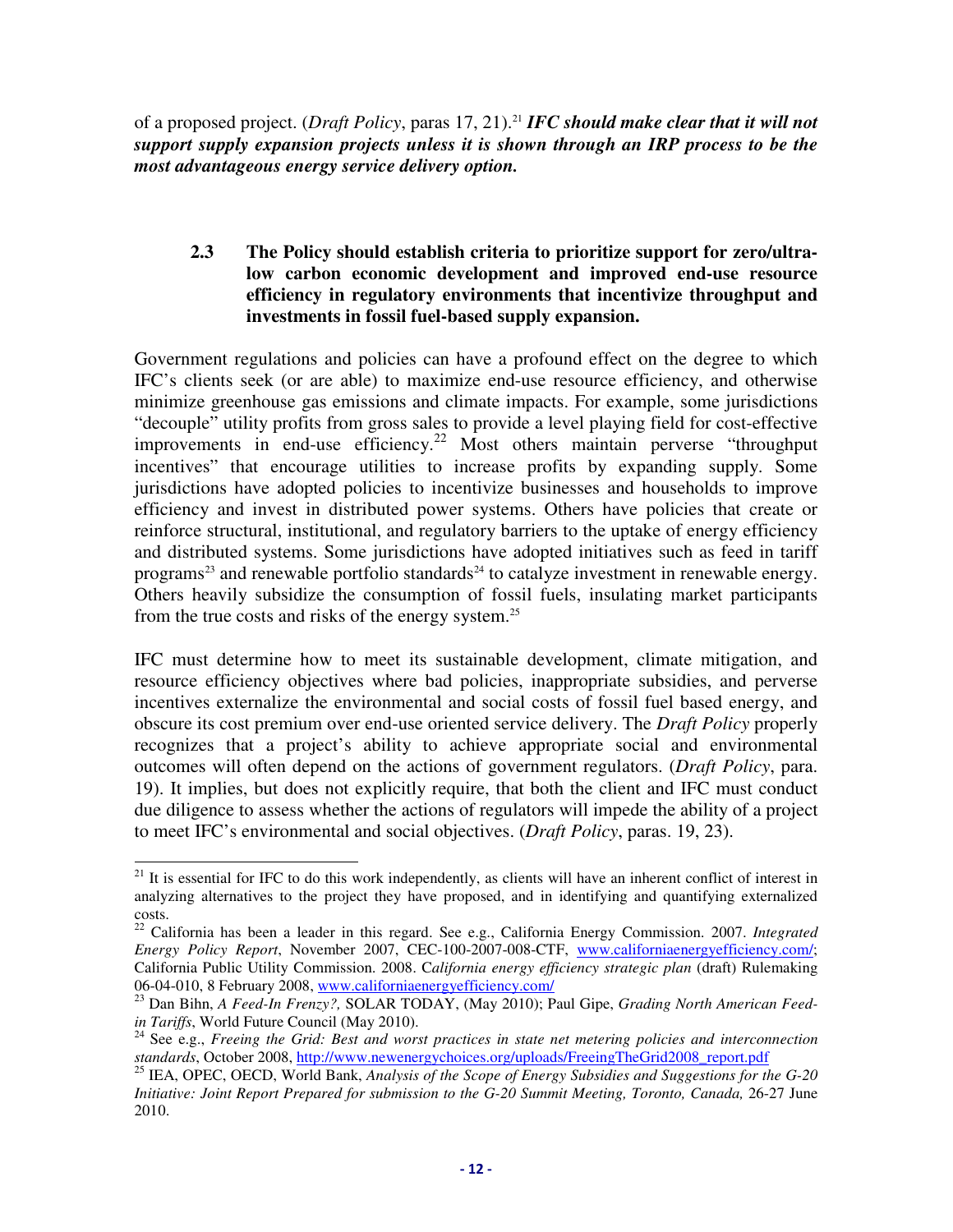of a proposed project. (*Draft Policy*, paras 17, 21).[21] ***IFC should make clear that it will not support supply expansion projects unless it is shown through an IRP process to be the most advantageous energy service delivery option.***

### 2.3 The Policy should establish criteria to prioritize support for zero/ultra-low carbon economic development and improved end-use resource efficiency in regulatory environments that incentivize throughput and investments in fossil fuel-based supply expansion.

Government regulations and policies can have a profound effect on the degree to which IFC's clients seek (or are able) to maximize end-use resource efficiency, and otherwise minimize greenhouse gas emissions and climate impacts. For example, some jurisdictions "decouple" utility profits from gross sales to provide a level playing field for cost-effective improvements in end-use efficiency.[22] Most others maintain perverse "throughput incentives" that encourage utilities to increase profits by expanding supply. Some jurisdictions have adopted policies to incentivize businesses and households to improve efficiency and invest in distributed power systems. Others have policies that create or reinforce structural, institutional, and regulatory barriers to the uptake of energy efficiency and distributed systems. Some jurisdictions have adopted initiatives such as feed in tariff programs[23] and renewable portfolio standards[24] to catalyze investment in renewable energy. Others heavily subsidize the consumption of fossil fuels, insulating market participants from the true costs and risks of the energy system.[25]

IFC must determine how to meet its sustainable development, climate mitigation, and resource efficiency objectives where bad policies, inappropriate subsidies, and perverse incentives externalize the environmental and social costs of fossil fuel based energy, and obscure its cost premium over end-use oriented service delivery. The *Draft Policy* properly recognizes that a project's ability to achieve appropriate social and environmental outcomes will often depend on the actions of government regulators. (*Draft Policy*, para. 19). It implies, but does not explicitly require, that both the client and IFC must conduct due diligence to assess whether the actions of regulators will impede the ability of a project to meet IFC's environmental and social objectives. (*Draft Policy*, paras. 19, 23).

---

[21] It is essential for IFC to do this work independently, as clients will have an inherent conflict of interest in analyzing alternatives to the project they have proposed, and in identifying and quantifying externalized costs.

[22] California has been a leader in this regard. See e.g., California Energy Commission. 2007. *Integrated Energy Policy Report*, November 2007, CEC-100-2007-008-CTF, www.californiaenergyefficiency.com/; California Public Utility Commission. 2008. *California energy efficiency strategic plan* (draft) Rulemaking 06-04-010, 8 February 2008, www.californiaenergyefficiency.com/

[23] Dan Bihn, *A Feed-In Frenzy?,* SOLAR TODAY, (May 2010); Paul Gipe, *Grading North American Feed-in Tariffs*, World Future Council (May 2010).

[24] See e.g., *Freeing the Grid: Best and worst practices in state net metering policies and interconnection standards*, October 2008, http://www.newenergychoices.org/uploads/FreeingTheGrid2008_report.pdf

[25] IEA, OPEC, OECD, World Bank, *Analysis of the Scope of Energy Subsidies and Suggestions for the G-20 Initiative: Joint Report Prepared for submission to the G-20 Summit Meeting, Toronto, Canada,* 26-27 June 2010.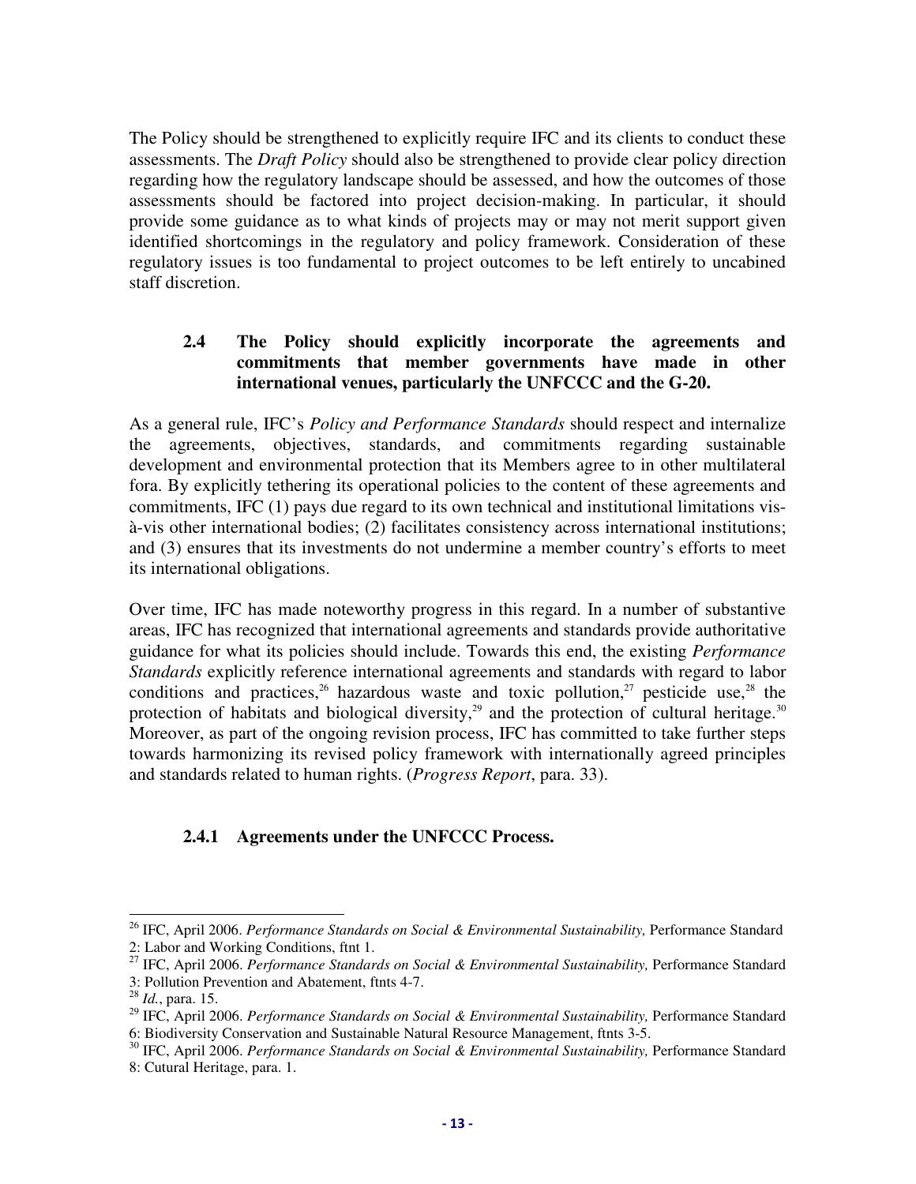The Policy should be strengthened to explicitly require IFC and its clients to conduct these assessments. The *Draft Policy* should also be strengthened to provide clear policy direction regarding how the regulatory landscape should be assessed, and how the outcomes of those assessments should be factored into project decision-making. In particular, it should provide some guidance as to what kinds of projects may or may not merit support given identified shortcomings in the regulatory and policy framework. Consideration of these regulatory issues is too fundamental to project outcomes to be left entirely to uncabined staff discretion.

### 2.4 The Policy should explicitly incorporate the agreements and commitments that member governments have made in other international venues, particularly the UNFCCC and the G-20.

As a general rule, IFC's *Policy and Performance Standards* should respect and internalize the agreements, objectives, standards, and commitments regarding sustainable development and environmental protection that its Members agree to in other multilateral fora. By explicitly tethering its operational policies to the content of these agreements and commitments, IFC (1) pays due regard to its own technical and institutional limitations vis-à-vis other international bodies; (2) facilitates consistency across international institutions; and (3) ensures that its investments do not undermine a member country's efforts to meet its international obligations.

Over time, IFC has made noteworthy progress in this regard. In a number of substantive areas, IFC has recognized that international agreements and standards provide authoritative guidance for what its policies should include. Towards this end, the existing *Performance Standards* explicitly reference international agreements and standards with regard to labor conditions and practices,[26] hazardous waste and toxic pollution,[27] pesticide use,[28] the protection of habitats and biological diversity,[29] and the protection of cultural heritage.[30] Moreover, as part of the ongoing revision process, IFC has committed to take further steps towards harmonizing its revised policy framework with internationally agreed principles and standards related to human rights. (*Progress Report*, para. 33).

#### 2.4.1 Agreements under the UNFCCC Process.

---

[26] IFC, April 2006. *Performance Standards on Social & Environmental Sustainability,* Performance Standard 2: Labor and Working Conditions, ftnt 1.

[27] IFC, April 2006. *Performance Standards on Social & Environmental Sustainability,* Performance Standard 3: Pollution Prevention and Abatement, ftnts 4-7.

[28] *Id.*, para. 15.

[29] IFC, April 2006. *Performance Standards on Social & Environmental Sustainability,* Performance Standard 6: Biodiversity Conservation and Sustainable Natural Resource Management, ftnts 3-5.

[30] IFC, April 2006. *Performance Standards on Social & Environmental Sustainability,* Performance Standard 8: Cutural Heritage, para. 1.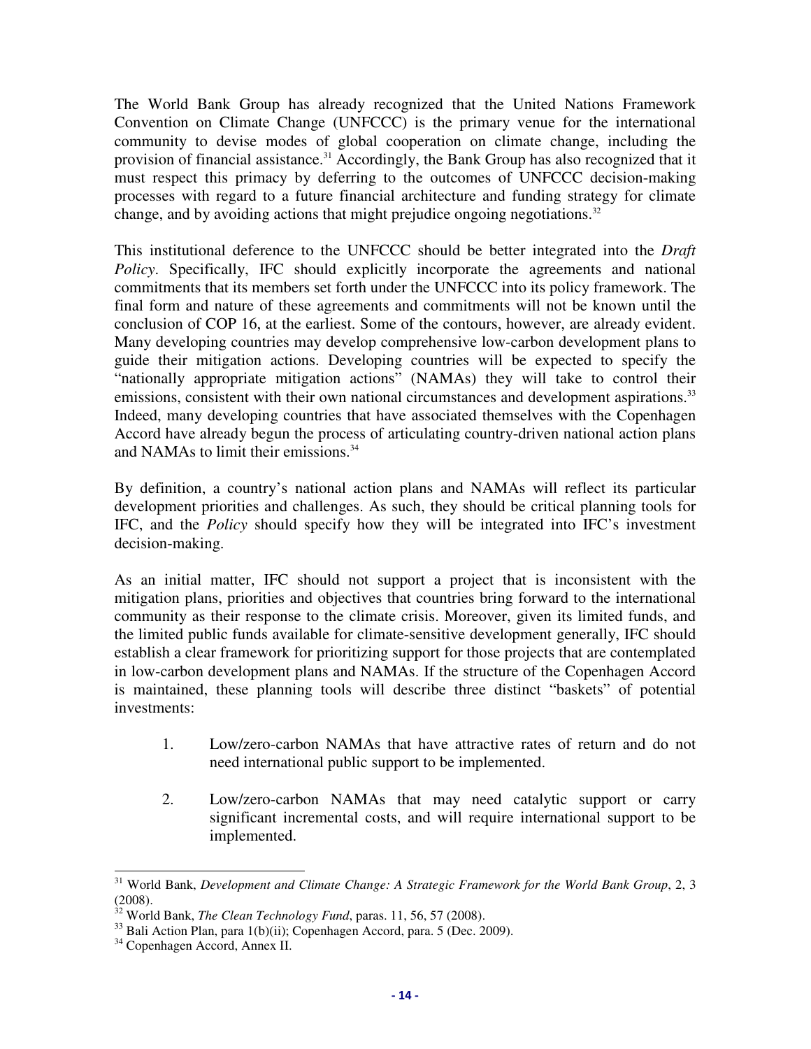The World Bank Group has already recognized that the United Nations Framework Convention on Climate Change (UNFCCC) is the primary venue for the international community to devise modes of global cooperation on climate change, including the provision of financial assistance.[31] Accordingly, the Bank Group has also recognized that it must respect this primacy by deferring to the outcomes of UNFCCC decision-making processes with regard to a future financial architecture and funding strategy for climate change, and by avoiding actions that might prejudice ongoing negotiations.[32]

This institutional deference to the UNFCCC should be better integrated into the *Draft Policy*. Specifically, IFC should explicitly incorporate the agreements and national commitments that its members set forth under the UNFCCC into its policy framework. The final form and nature of these agreements and commitments will not be known until the conclusion of COP 16, at the earliest. Some of the contours, however, are already evident. Many developing countries may develop comprehensive low-carbon development plans to guide their mitigation actions. Developing countries will be expected to specify the "nationally appropriate mitigation actions" (NAMAs) they will take to control their emissions, consistent with their own national circumstances and development aspirations.[33] Indeed, many developing countries that have associated themselves with the Copenhagen Accord have already begun the process of articulating country-driven national action plans and NAMAs to limit their emissions.[34]

By definition, a country's national action plans and NAMAs will reflect its particular development priorities and challenges. As such, they should be critical planning tools for IFC, and the *Policy* should specify how they will be integrated into IFC's investment decision-making.

As an initial matter, IFC should not support a project that is inconsistent with the mitigation plans, priorities and objectives that countries bring forward to the international community as their response to the climate crisis. Moreover, given its limited funds, and the limited public funds available for climate-sensitive development generally, IFC should establish a clear framework for prioritizing support for those projects that are contemplated in low-carbon development plans and NAMAs. If the structure of the Copenhagen Accord is maintained, these planning tools will describe three distinct "baskets" of potential investments:

1. Low/zero-carbon NAMAs that have attractive rates of return and do not need international public support to be implemented.

2. Low/zero-carbon NAMAs that may need catalytic support or carry significant incremental costs, and will require international support to be implemented.

---

[31] World Bank, *Development and Climate Change: A Strategic Framework for the World Bank Group*, 2, 3 (2008).

[32] World Bank, *The Clean Technology Fund*, paras. 11, 56, 57 (2008).

[33] Bali Action Plan, para 1(b)(ii); Copenhagen Accord, para. 5 (Dec. 2009).

[34] Copenhagen Accord, Annex II.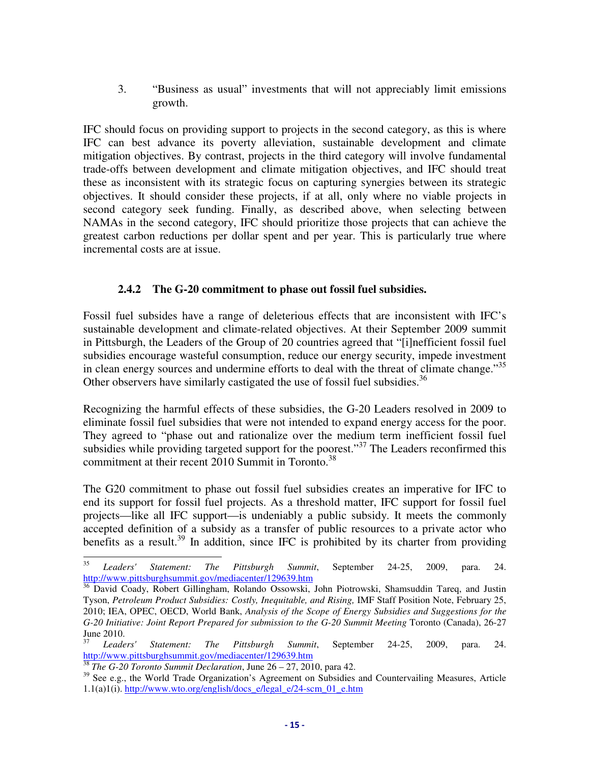3. "Business as usual" investments that will not appreciably limit emissions growth.

IFC should focus on providing support to projects in the second category, as this is where IFC can best advance its poverty alleviation, sustainable development and climate mitigation objectives. By contrast, projects in the third category will involve fundamental trade-offs between development and climate mitigation objectives, and IFC should treat these as inconsistent with its strategic focus on capturing synergies between its strategic objectives. It should consider these projects, if at all, only where no viable projects in second category seek funding. Finally, as described above, when selecting between NAMAs in the second category, IFC should prioritize those projects that can achieve the greatest carbon reductions per dollar spent and per year. This is particularly true where incremental costs are at issue.

### 2.4.2 The G-20 commitment to phase out fossil fuel subsidies.

Fossil fuel subsides have a range of deleterious effects that are inconsistent with IFC's sustainable development and climate-related objectives. At their September 2009 summit in Pittsburgh, the Leaders of the Group of 20 countries agreed that "[i]nefficient fossil fuel subsidies encourage wasteful consumption, reduce our energy security, impede investment in clean energy sources and undermine efforts to deal with the threat of climate change."[35] Other observers have similarly castigated the use of fossil fuel subsidies.[36]

Recognizing the harmful effects of these subsidies, the G-20 Leaders resolved in 2009 to eliminate fossil fuel subsidies that were not intended to expand energy access for the poor. They agreed to "phase out and rationalize over the medium term inefficient fossil fuel subsidies while providing targeted support for the poorest."[37] The Leaders reconfirmed this commitment at their recent 2010 Summit in Toronto.[38]

The G20 commitment to phase out fossil fuel subsidies creates an imperative for IFC to end its support for fossil fuel projects. As a threshold matter, IFC support for fossil fuel projects—like all IFC support—is undeniably a public subsidy. It meets the commonly accepted definition of a subsidy as a transfer of public resources to a private actor who benefits as a result.[39] In addition, since IFC is prohibited by its charter from providing

---

[35] *Leaders' Statement: The Pittsburgh Summit*, September 24-25, 2009, para. 24. http://www.pittsburghsummit.gov/mediacenter/129639.htm

[36] David Coady, Robert Gillingham, Rolando Ossowski, John Piotrowski, Shamsuddin Tareq, and Justin Tyson, *Petroleum Product Subsidies: Costly, Inequitable, and Rising,* IMF Staff Position Note, February 25, 2010; IEA, OPEC, OECD, World Bank, *Analysis of the Scope of Energy Subsidies and Suggestions for the G-20 Initiative: Joint Report Prepared for submission to the G-20 Summit Meeting* Toronto (Canada), 26-27 June 2010.

[37] *Leaders' Statement: The Pittsburgh Summit*, September 24-25, 2009, para. 24. http://www.pittsburghsummit.gov/mediacenter/129639.htm

[38] *The G-20 Toronto Summit Declaration*, June 26 – 27, 2010, para 42.

[39] See e.g., the World Trade Organization's Agreement on Subsidies and Countervailing Measures, Article 1.1(a)1(i). http://www.wto.org/english/docs_e/legal_e/24-scm_01_e.htm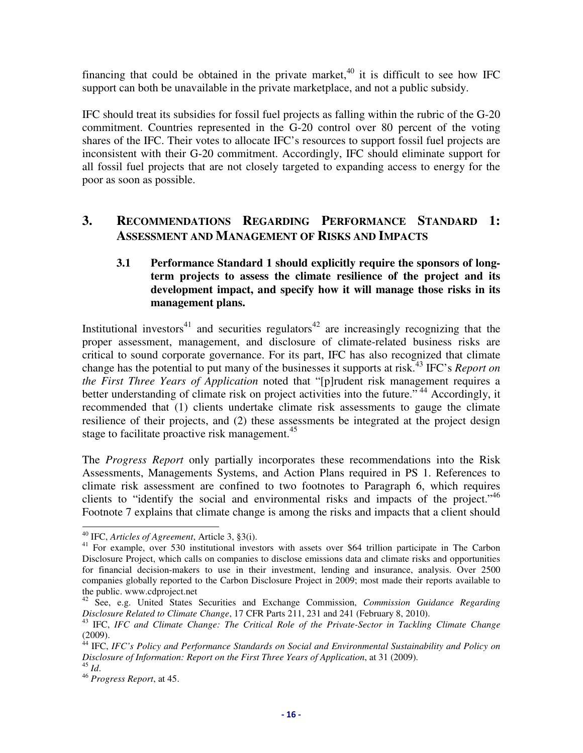financing that could be obtained in the private market,[40] it is difficult to see how IFC support can both be unavailable in the private marketplace, and not a public subsidy.

IFC should treat its subsidies for fossil fuel projects as falling within the rubric of the G-20 commitment. Countries represented in the G-20 control over 80 percent of the voting shares of the IFC. Their votes to allocate IFC's resources to support fossil fuel projects are inconsistent with their G-20 commitment. Accordingly, IFC should eliminate support for all fossil fuel projects that are not closely targeted to expanding access to energy for the poor as soon as possible.

## 3. Recommendations Regarding Performance Standard 1: Assessment and Management of Risks and Impacts

### 3.1 Performance Standard 1 should explicitly require the sponsors of long-term projects to assess the climate resilience of the project and its development impact, and specify how it will manage those risks in its management plans.

Institutional investors[41] and securities regulators[42] are increasingly recognizing that the proper assessment, management, and disclosure of climate-related business risks are critical to sound corporate governance. For its part, IFC has also recognized that climate change has the potential to put many of the businesses it supports at risk.[43] IFC's *Report on the First Three Years of Application* noted that "[p]rudent risk management requires a better understanding of climate risk on project activities into the future."[44] Accordingly, it recommended that (1) clients undertake climate risk assessments to gauge the climate resilience of their projects, and (2) these assessments be integrated at the project design stage to facilitate proactive risk management.[45]

The *Progress Report* only partially incorporates these recommendations into the Risk Assessments, Managements Systems, and Action Plans required in PS 1. References to climate risk assessment are confined to two footnotes to Paragraph 6, which requires clients to "identify the social and environmental risks and impacts of the project."[46] Footnote 7 explains that climate change is among the risks and impacts that a client should

---

[40] IFC, *Articles of Agreement*, Article 3, §3(i).

[41] For example, over 530 institutional investors with assets over $64 trillion participate in The Carbon Disclosure Project, which calls on companies to disclose emissions data and climate risks and opportunities for financial decision-makers to use in their investment, lending and insurance, analysis. Over 2500 companies globally reported to the Carbon Disclosure Project in 2009; most made their reports available to the public. www.cdproject.net

[42] See, e.g. United States Securities and Exchange Commission, *Commission Guidance Regarding Disclosure Related to Climate Change*, 17 CFR Parts 211, 231 and 241 (February 8, 2010).

[43] IFC, *IFC and Climate Change: The Critical Role of the Private-Sector in Tackling Climate Change* (2009).

[44] IFC, *IFC's Policy and Performance Standards on Social and Environmental Sustainability and Policy on Disclosure of Information: Report on the First Three Years of Application*, at 31 (2009).

[45] *Id*.

[46] *Progress Report*, at 45.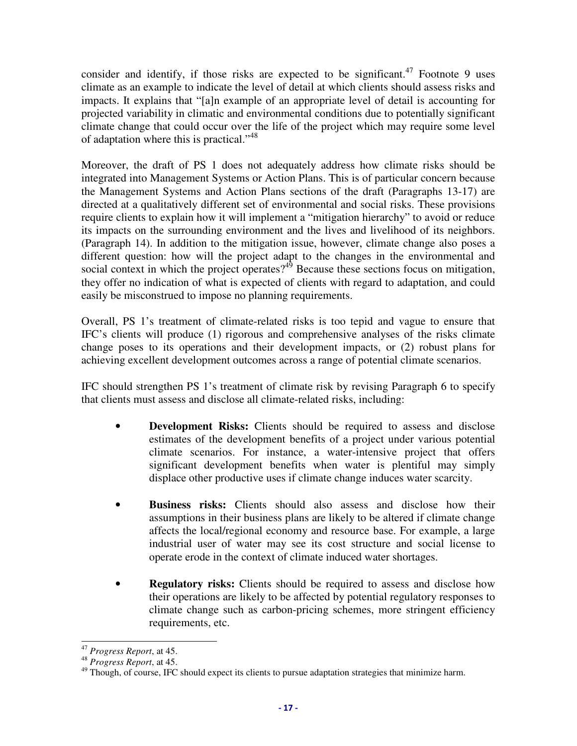consider and identify, if those risks are expected to be significant.[47] Footnote 9 uses climate as an example to indicate the level of detail at which clients should assess risks and impacts. It explains that "[a]n example of an appropriate level of detail is accounting for projected variability in climatic and environmental conditions due to potentially significant climate change that could occur over the life of the project which may require some level of adaptation where this is practical."[48]

Moreover, the draft of PS 1 does not adequately address how climate risks should be integrated into Management Systems or Action Plans. This is of particular concern because the Management Systems and Action Plans sections of the draft (Paragraphs 13-17) are directed at a qualitatively different set of environmental and social risks. These provisions require clients to explain how it will implement a "mitigation hierarchy" to avoid or reduce its impacts on the surrounding environment and the lives and livelihood of its neighbors. (Paragraph 14). In addition to the mitigation issue, however, climate change also poses a different question: how will the project adapt to the changes in the environmental and social context in which the project operates?[49] Because these sections focus on mitigation, they offer no indication of what is expected of clients with regard to adaptation, and could easily be misconstrued to impose no planning requirements.

Overall, PS 1's treatment of climate-related risks is too tepid and vague to ensure that IFC's clients will produce (1) rigorous and comprehensive analyses of the risks climate change poses to its operations and their development impacts, or (2) robust plans for achieving excellent development outcomes across a range of potential climate scenarios.

IFC should strengthen PS 1's treatment of climate risk by revising Paragraph 6 to specify that clients must assess and disclose all climate-related risks, including:

- **Development Risks:** Clients should be required to assess and disclose estimates of the development benefits of a project under various potential climate scenarios. For instance, a water-intensive project that offers significant development benefits when water is plentiful may simply displace other productive uses if climate change induces water scarcity.
- **Business risks:** Clients should also assess and disclose how their assumptions in their business plans are likely to be altered if climate change affects the local/regional economy and resource base. For example, a large industrial user of water may see its cost structure and social license to operate erode in the context of climate induced water shortages.
- **Regulatory risks:** Clients should be required to assess and disclose how their operations are likely to be affected by potential regulatory responses to climate change such as carbon-pricing schemes, more stringent efficiency requirements, etc.

---

[47] *Progress Report*, at 45.

[48] *Progress Report*, at 45.

[49] Though, of course, IFC should expect its clients to pursue adaptation strategies that minimize harm.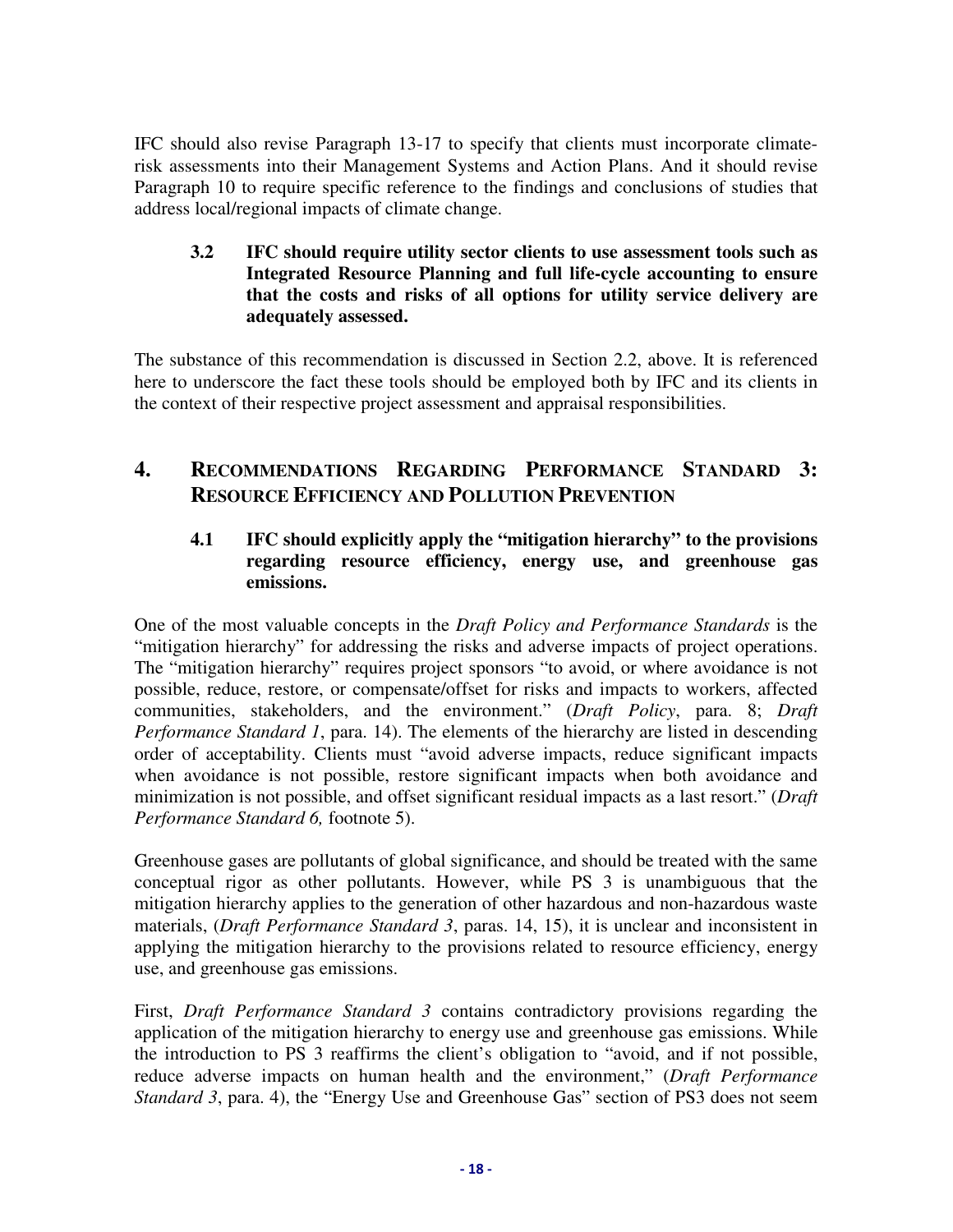IFC should also revise Paragraph 13-17 to specify that clients must incorporate climate-risk assessments into their Management Systems and Action Plans. And it should revise Paragraph 10 to require specific reference to the findings and conclusions of studies that address local/regional impacts of climate change.

### 3.2 IFC should require utility sector clients to use assessment tools such as Integrated Resource Planning and full life-cycle accounting to ensure that the costs and risks of all options for utility service delivery are adequately assessed.

The substance of this recommendation is discussed in Section 2.2, above. It is referenced here to underscore the fact these tools should be employed both by IFC and its clients in the context of their respective project assessment and appraisal responsibilities.

## 4. RECOMMENDATIONS REGARDING PERFORMANCE STANDARD 3: RESOURCE EFFICIENCY AND POLLUTION PREVENTION

### 4.1 IFC should explicitly apply the "mitigation hierarchy" to the provisions regarding resource efficiency, energy use, and greenhouse gas emissions.

One of the most valuable concepts in the *Draft Policy and Performance Standards* is the "mitigation hierarchy" for addressing the risks and adverse impacts of project operations. The "mitigation hierarchy" requires project sponsors "to avoid, or where avoidance is not possible, reduce, restore, or compensate/offset for risks and impacts to workers, affected communities, stakeholders, and the environment." (*Draft Policy*, para. 8; *Draft Performance Standard 1*, para. 14). The elements of the hierarchy are listed in descending order of acceptability. Clients must "avoid adverse impacts, reduce significant impacts when avoidance is not possible, restore significant impacts when both avoidance and minimization is not possible, and offset significant residual impacts as a last resort." (*Draft Performance Standard 6,* footnote 5).

Greenhouse gases are pollutants of global significance, and should be treated with the same conceptual rigor as other pollutants. However, while PS 3 is unambiguous that the mitigation hierarchy applies to the generation of other hazardous and non-hazardous waste materials, (*Draft Performance Standard 3*, paras. 14, 15), it is unclear and inconsistent in applying the mitigation hierarchy to the provisions related to resource efficiency, energy use, and greenhouse gas emissions.

First, *Draft Performance Standard 3* contains contradictory provisions regarding the application of the mitigation hierarchy to energy use and greenhouse gas emissions. While the introduction to PS 3 reaffirms the client's obligation to "avoid, and if not possible, reduce adverse impacts on human health and the environment," (*Draft Performance Standard 3*, para. 4), the "Energy Use and Greenhouse Gas" section of PS3 does not seem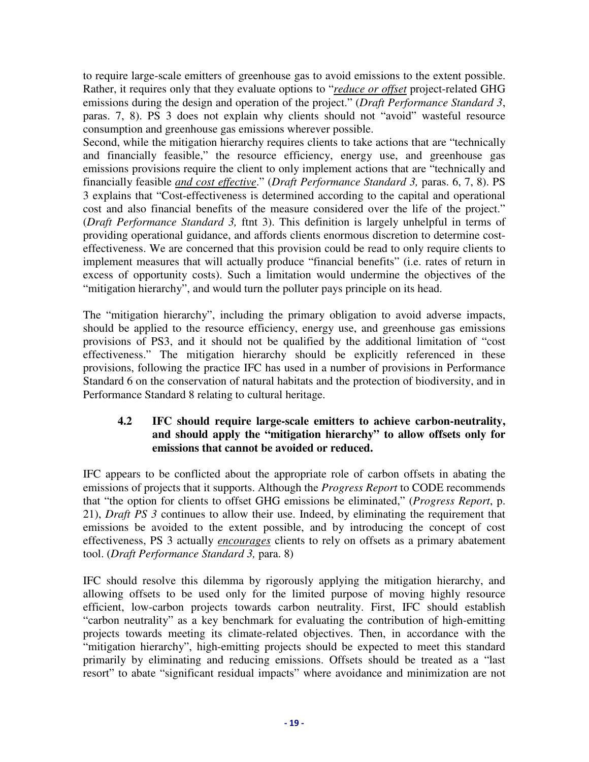to require large-scale emitters of greenhouse gas to avoid emissions to the extent possible. Rather, it requires only that they evaluate options to "*reduce or offset* project-related GHG emissions during the design and operation of the project." (*Draft Performance Standard 3*, paras. 7, 8). PS 3 does not explain why clients should not "avoid" wasteful resource consumption and greenhouse gas emissions wherever possible.

Second, while the mitigation hierarchy requires clients to take actions that are "technically and financially feasible," the resource efficiency, energy use, and greenhouse gas emissions provisions require the client to only implement actions that are "technically and financially feasible *and cost effective*." (*Draft Performance Standard 3,* paras. 6, 7, 8). PS 3 explains that "Cost-effectiveness is determined according to the capital and operational cost and also financial benefits of the measure considered over the life of the project." (*Draft Performance Standard 3,* ftnt 3). This definition is largely unhelpful in terms of providing operational guidance, and affords clients enormous discretion to determine cost-effectiveness. We are concerned that this provision could be read to only require clients to implement measures that will actually produce "financial benefits" (i.e. rates of return in excess of opportunity costs). Such a limitation would undermine the objectives of the "mitigation hierarchy", and would turn the polluter pays principle on its head.

The "mitigation hierarchy", including the primary obligation to avoid adverse impacts, should be applied to the resource efficiency, energy use, and greenhouse gas emissions provisions of PS3, and it should not be qualified by the additional limitation of "cost effectiveness." The mitigation hierarchy should be explicitly referenced in these provisions, following the practice IFC has used in a number of provisions in Performance Standard 6 on the conservation of natural habitats and the protection of biodiversity, and in Performance Standard 8 relating to cultural heritage.

### 4.2 IFC should require large-scale emitters to achieve carbon-neutrality, and should apply the "mitigation hierarchy" to allow offsets only for emissions that cannot be avoided or reduced.

IFC appears to be conflicted about the appropriate role of carbon offsets in abating the emissions of projects that it supports. Although the *Progress Report* to CODE recommends that "the option for clients to offset GHG emissions be eliminated," (*Progress Report*, p. 21), *Draft PS 3* continues to allow their use. Indeed, by eliminating the requirement that emissions be avoided to the extent possible, and by introducing the concept of cost effectiveness, PS 3 actually *encourages* clients to rely on offsets as a primary abatement tool. (*Draft Performance Standard 3,* para. 8)

IFC should resolve this dilemma by rigorously applying the mitigation hierarchy, and allowing offsets to be used only for the limited purpose of moving highly resource efficient, low-carbon projects towards carbon neutrality. First, IFC should establish "carbon neutrality" as a key benchmark for evaluating the contribution of high-emitting projects towards meeting its climate-related objectives. Then, in accordance with the "mitigation hierarchy", high-emitting projects should be expected to meet this standard primarily by eliminating and reducing emissions. Offsets should be treated as a "last resort" to abate "significant residual impacts" where avoidance and minimization are not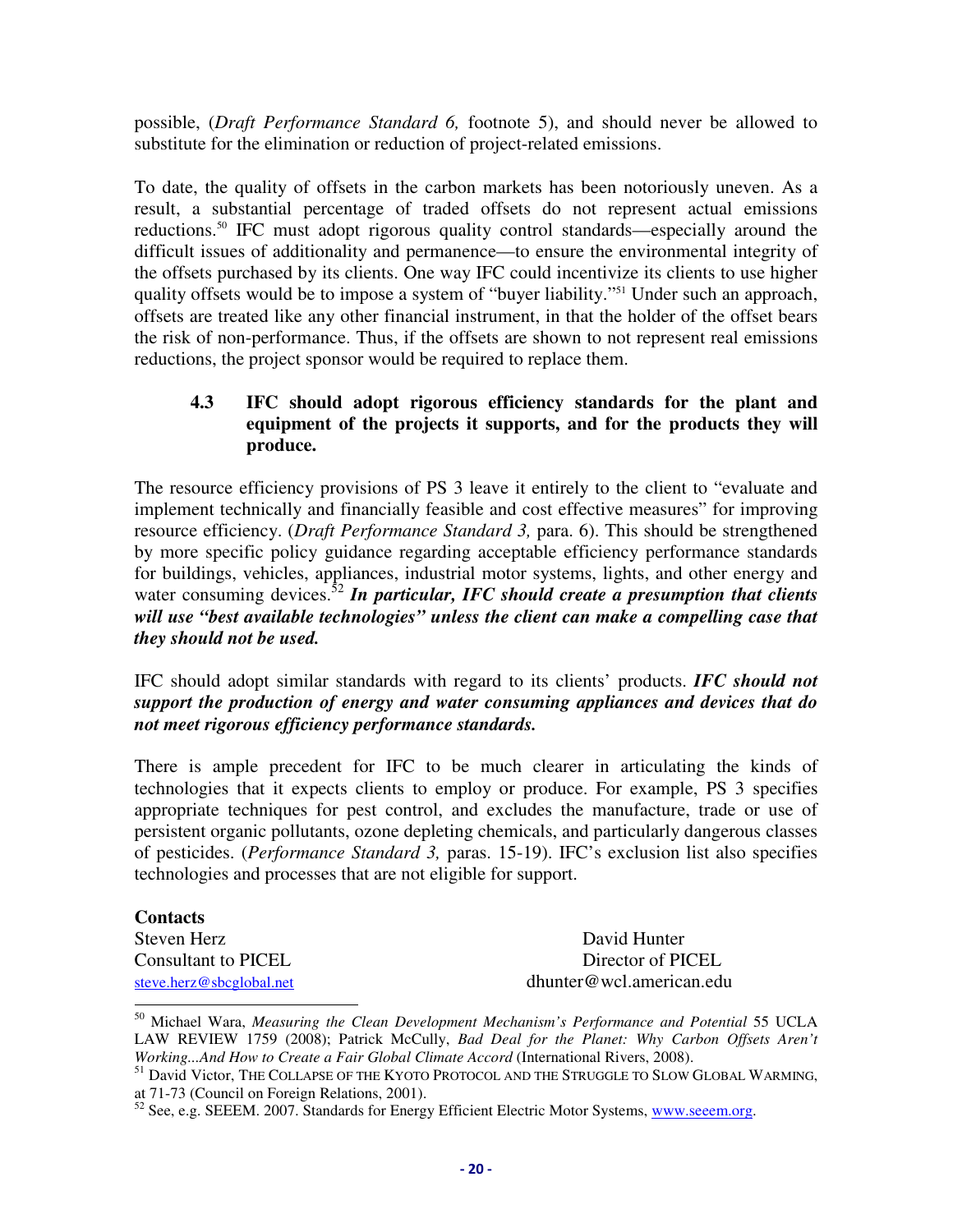possible, (*Draft Performance Standard 6,* footnote 5), and should never be allowed to substitute for the elimination or reduction of project-related emissions.

To date, the quality of offsets in the carbon markets has been notoriously uneven. As a result, a substantial percentage of traded offsets do not represent actual emissions reductions.[50] IFC must adopt rigorous quality control standards—especially around the difficult issues of additionality and permanence—to ensure the environmental integrity of the offsets purchased by its clients. One way IFC could incentivize its clients to use higher quality offsets would be to impose a system of "buyer liability."[51] Under such an approach, offsets are treated like any other financial instrument, in that the holder of the offset bears the risk of non-performance. Thus, if the offsets are shown to not represent real emissions reductions, the project sponsor would be required to replace them.

### 4.3 IFC should adopt rigorous efficiency standards for the plant and equipment of the projects it supports, and for the products they will produce.

The resource efficiency provisions of PS 3 leave it entirely to the client to "evaluate and implement technically and financially feasible and cost effective measures" for improving resource efficiency. (*Draft Performance Standard 3,* para. 6). This should be strengthened by more specific policy guidance regarding acceptable efficiency performance standards for buildings, vehicles, appliances, industrial motor systems, lights, and other energy and water consuming devices.[52] ***In particular, IFC should create a presumption that clients will use "best available technologies" unless the client can make a compelling case that they should not be used.***

IFC should adopt similar standards with regard to its clients' products. ***IFC should not support the production of energy and water consuming appliances and devices that do not meet rigorous efficiency performance standards.***

There is ample precedent for IFC to be much clearer in articulating the kinds of technologies that it expects clients to employ or produce. For example, PS 3 specifies appropriate techniques for pest control, and excludes the manufacture, trade or use of persistent organic pollutants, ozone depleting chemicals, and particularly dangerous classes of pesticides. (*Performance Standard 3,* paras. 15-19). IFC's exclusion list also specifies technologies and processes that are not eligible for support.

**Contacts**

Steven Herz
Consultant to PICEL
steve.herz@sbcglobal.net

David Hunter
Director of PICEL
dhunter@wcl.american.edu

---

[50] Michael Wara, *Measuring the Clean Development Mechanism's Performance and Potential* 55 UCLA LAW REVIEW 1759 (2008); Patrick McCully, *Bad Deal for the Planet: Why Carbon Offsets Aren't Working...And How to Create a Fair Global Climate Accord* (International Rivers, 2008).

[51] David Victor, THE COLLAPSE OF THE KYOTO PROTOCOL AND THE STRUGGLE TO SLOW GLOBAL WARMING, at 71-73 (Council on Foreign Relations, 2001).

[52] See, e.g. SEEEM. 2007. Standards for Energy Efficient Electric Motor Systems, www.seeem.org.